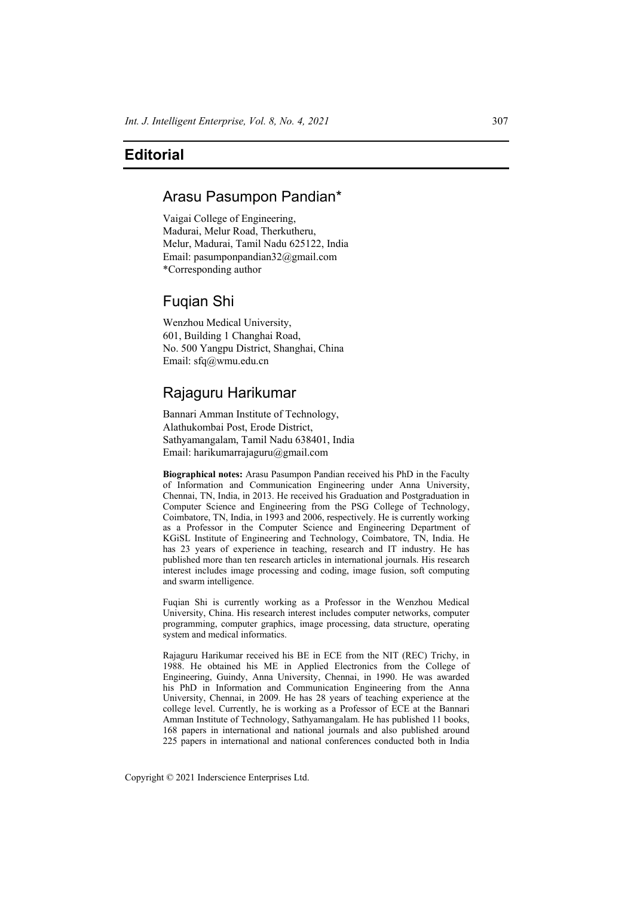# Editorial

## Arasu Pasumpon Pandian*

Vaigai College of Engineering,
Madurai, Melur Road, Therkutheru,
Melur, Madurai, Tamil Nadu 625122, India
Email: pasumponpandian32@gmail.com
*Corresponding author

## Fuqian Shi

Wenzhou Medical University,
601, Building 1 Changhai Road,
No. 500 Yangpu District, Shanghai, China
Email: sfq@wmu.edu.cn

## Rajaguru Harikumar

Bannari Amman Institute of Technology,
Alathukombai Post, Erode District,
Sathyamangalam, Tamil Nadu 638401, India
Email: harikumarrajaguru@gmail.com

**Biographical notes:** Arasu Pasumpon Pandian received his PhD in the Faculty of Information and Communication Engineering under Anna University, Chennai, TN, India, in 2013. He received his Graduation and Postgraduation in Computer Science and Engineering from the PSG College of Technology, Coimbatore, TN, India, in 1993 and 2006, respectively. He is currently working as a Professor in the Computer Science and Engineering Department of KGiSL Institute of Engineering and Technology, Coimbatore, TN, India. He has 23 years of experience in teaching, research and IT industry. He has published more than ten research articles in international journals. His research interest includes image processing and coding, image fusion, soft computing and swarm intelligence.

Fuqian Shi is currently working as a Professor in the Wenzhou Medical University, China. His research interest includes computer networks, computer programming, computer graphics, image processing, data structure, operating system and medical informatics.

Rajaguru Harikumar received his BE in ECE from the NIT (REC) Trichy, in 1988. He obtained his ME in Applied Electronics from the College of Engineering, Guindy, Anna University, Chennai, in 1990. He was awarded his PhD in Information and Communication Engineering from the Anna University, Chennai, in 2009. He has 28 years of teaching experience at the college level. Currently, he is working as a Professor of ECE at the Bannari Amman Institute of Technology, Sathyamangalam. He has published 11 books, 168 papers in international and national journals and also published around 225 papers in international and national conferences conducted both in India

Copyright © 2021 Inderscience Enterprises Ltd.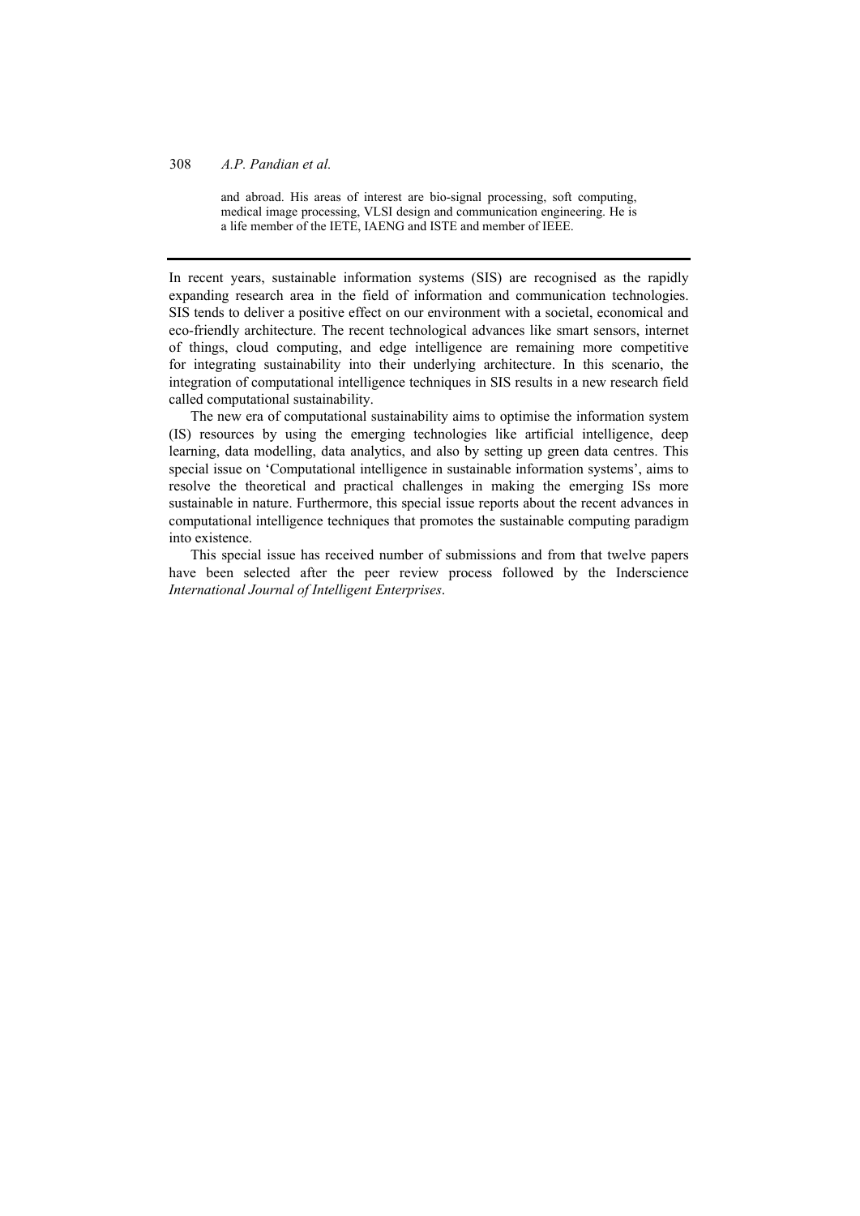and abroad. His areas of interest are bio-signal processing, soft computing, medical image processing, VLSI design and communication engineering. He is a life member of the IETE, IAENG and ISTE and member of IEEE.

---

In recent years, sustainable information systems (SIS) are recognised as the rapidly expanding research area in the field of information and communication technologies. SIS tends to deliver a positive effect on our environment with a societal, economical and eco-friendly architecture. The recent technological advances like smart sensors, internet of things, cloud computing, and edge intelligence are remaining more competitive for integrating sustainability into their underlying architecture. In this scenario, the integration of computational intelligence techniques in SIS results in a new research field called computational sustainability.

The new era of computational sustainability aims to optimise the information system (IS) resources by using the emerging technologies like artificial intelligence, deep learning, data modelling, data analytics, and also by setting up green data centres. This special issue on 'Computational intelligence in sustainable information systems', aims to resolve the theoretical and practical challenges in making the emerging ISs more sustainable in nature. Furthermore, this special issue reports about the recent advances in computational intelligence techniques that promotes the sustainable computing paradigm into existence.

This special issue has received number of submissions and from that twelve papers have been selected after the peer review process followed by the Inderscience *International Journal of Intelligent Enterprises*.